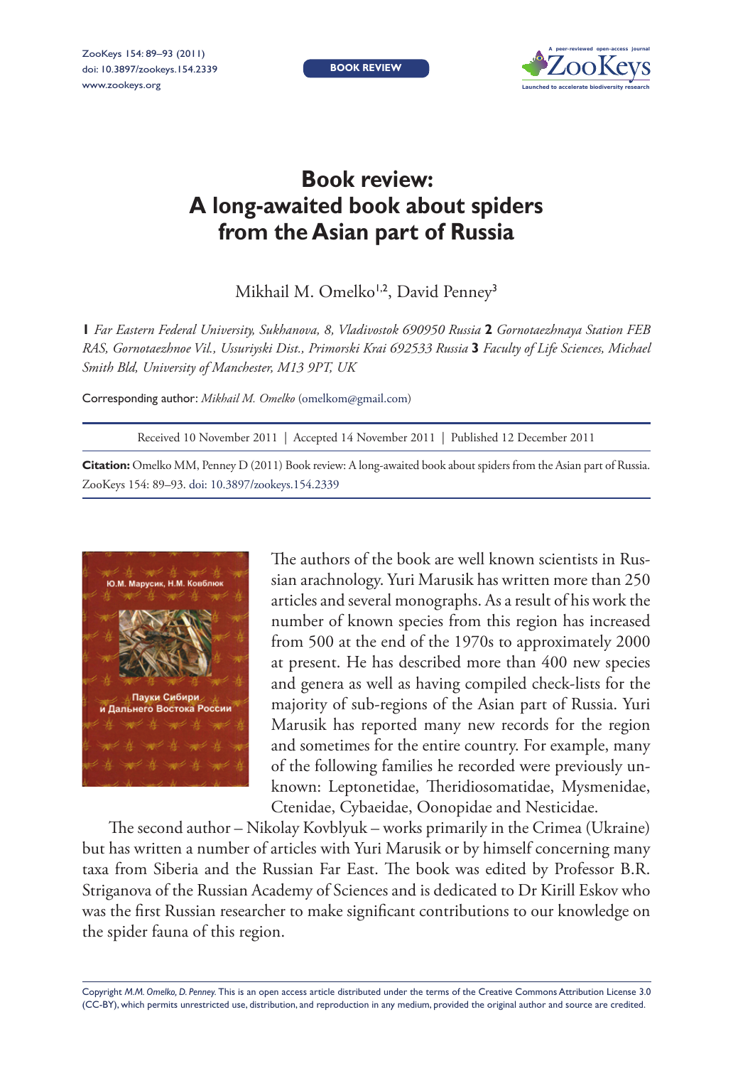BOOK REVIEW

# Book review: A long-awaited book about spiders from the Asian part of Russia

Mikhail M. Omelko[1,2], David Penney[3]

**1** *Far Eastern Federal University, Sukhanova, 8, Vladivostok 690950 Russia* **2** *Gornotaezhnaya Station FEB RAS, Gornotaezhnoe Vil., Ussuriyski Dist., Primorski Krai 692533 Russia* **3** *Faculty of Life Sciences, Michael Smith Bld, University of Manchester, M13 9PT, UK*

Corresponding author: *Mikhail M. Omelko* (omelkom@gmail.com)

Received 10 November 2011 | Accepted 14 November 2011 | Published 12 December 2011

**Citation:** Omelko MM, Penney D (2011) Book review: A long-awaited book about spiders from the Asian part of Russia. ZooKeys 154: 89–93. doi: 10.3897/zookeys.154.2339

---

The authors of the book are well known scientists in Russian arachnology. Yuri Marusik has written more than 250 articles and several monographs. As a result of his work the number of known species from this region has increased from 500 at the end of the 1970s to approximately 2000 at present. He has described more than 400 new species and genera as well as having compiled check-lists for the majority of sub-regions of the Asian part of Russia. Yuri Marusik has reported many new records for the region and sometimes for the entire country. For example, many of the following families he recorded were previously unknown: Leptonetidae, Theridiosomatidae, Mysmenidae, Ctenidae, Cybaeidae, Oonopidae and Nesticidae.

The second author – Nikolay Kovblyuk – works primarily in the Crimea (Ukraine) but has written a number of articles with Yuri Marusik or by himself concerning many taxa from Siberia and the Russian Far East. The book was edited by Professor B.R. Striganova of the Russian Academy of Sciences and is dedicated to Dr Kirill Eskov who was the first Russian researcher to make significant contributions to our knowledge on the spider fauna of this region.

Copyright *M.M. Omelko, D. Penney.* This is an open access article distributed under the terms of the Creative Commons Attribution License 3.0 (CC-BY), which permits unrestricted use, distribution, and reproduction in any medium, provided the original author and source are credited.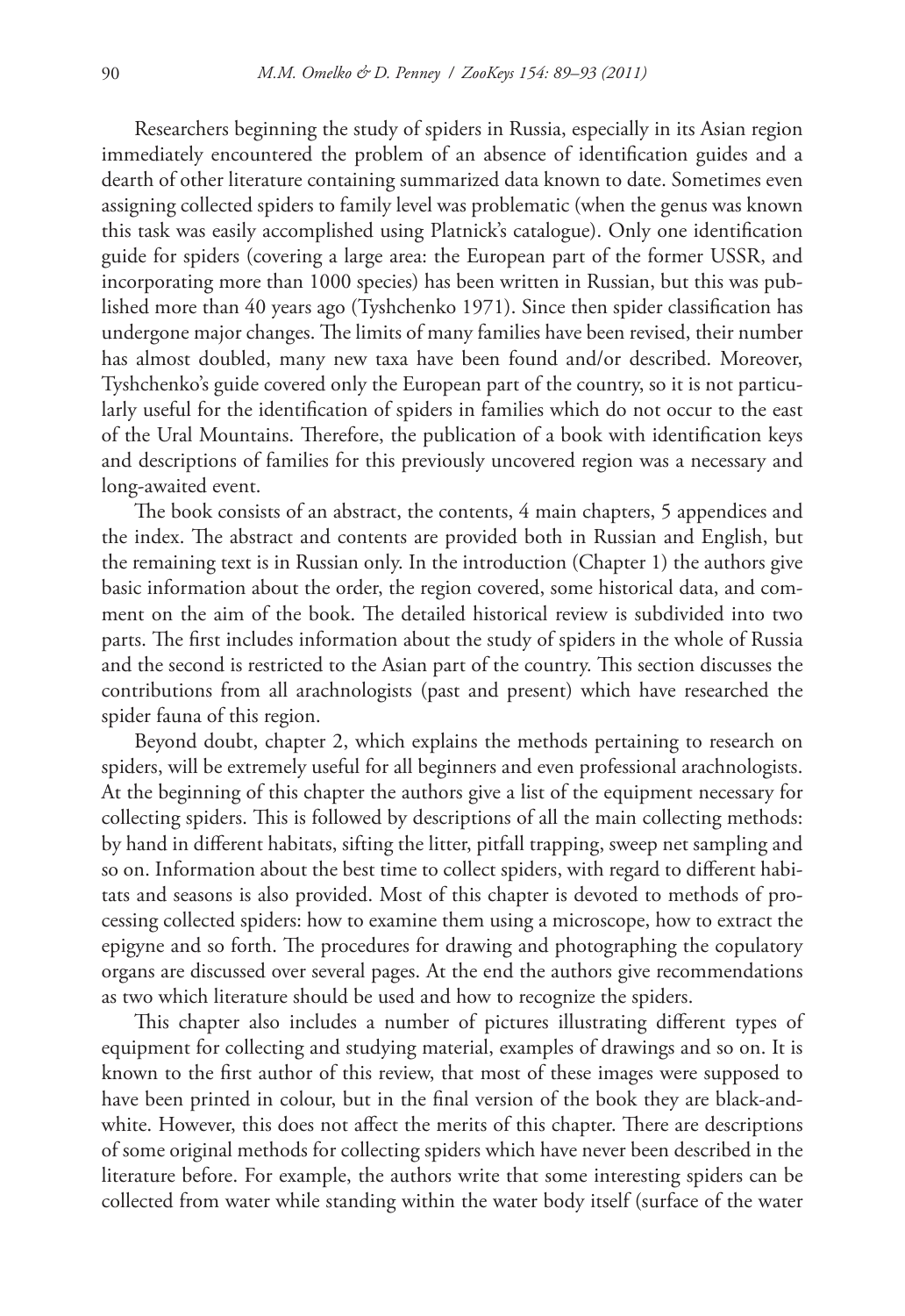Researchers beginning the study of spiders in Russia, especially in its Asian region immediately encountered the problem of an absence of identification guides and a dearth of other literature containing summarized data known to date. Sometimes even assigning collected spiders to family level was problematic (when the genus was known this task was easily accomplished using Platnick's catalogue). Only one identification guide for spiders (covering a large area: the European part of the former USSR, and incorporating more than 1000 species) has been written in Russian, but this was published more than 40 years ago (Tyshchenko 1971). Since then spider classification has undergone major changes. The limits of many families have been revised, their number has almost doubled, many new taxa have been found and/or described. Moreover, Tyshchenko's guide covered only the European part of the country, so it is not particularly useful for the identification of spiders in families which do not occur to the east of the Ural Mountains. Therefore, the publication of a book with identification keys and descriptions of families for this previously uncovered region was a necessary and long-awaited event.

The book consists of an abstract, the contents, 4 main chapters, 5 appendices and the index. The abstract and contents are provided both in Russian and English, but the remaining text is in Russian only. In the introduction (Chapter 1) the authors give basic information about the order, the region covered, some historical data, and comment on the aim of the book. The detailed historical review is subdivided into two parts. The first includes information about the study of spiders in the whole of Russia and the second is restricted to the Asian part of the country. This section discusses the contributions from all arachnologists (past and present) which have researched the spider fauna of this region.

Beyond doubt, chapter 2, which explains the methods pertaining to research on spiders, will be extremely useful for all beginners and even professional arachnologists. At the beginning of this chapter the authors give a list of the equipment necessary for collecting spiders. This is followed by descriptions of all the main collecting methods: by hand in different habitats, sifting the litter, pitfall trapping, sweep net sampling and so on. Information about the best time to collect spiders, with regard to different habitats and seasons is also provided. Most of this chapter is devoted to methods of processing collected spiders: how to examine them using a microscope, how to extract the epigyne and so forth. The procedures for drawing and photographing the copulatory organs are discussed over several pages. At the end the authors give recommendations as two which literature should be used and how to recognize the spiders.

This chapter also includes a number of pictures illustrating different types of equipment for collecting and studying material, examples of drawings and so on. It is known to the first author of this review, that most of these images were supposed to have been printed in colour, but in the final version of the book they are black-and-white. However, this does not affect the merits of this chapter. There are descriptions of some original methods for collecting spiders which have never been described in the literature before. For example, the authors write that some interesting spiders can be collected from water while standing within the water body itself (surface of the water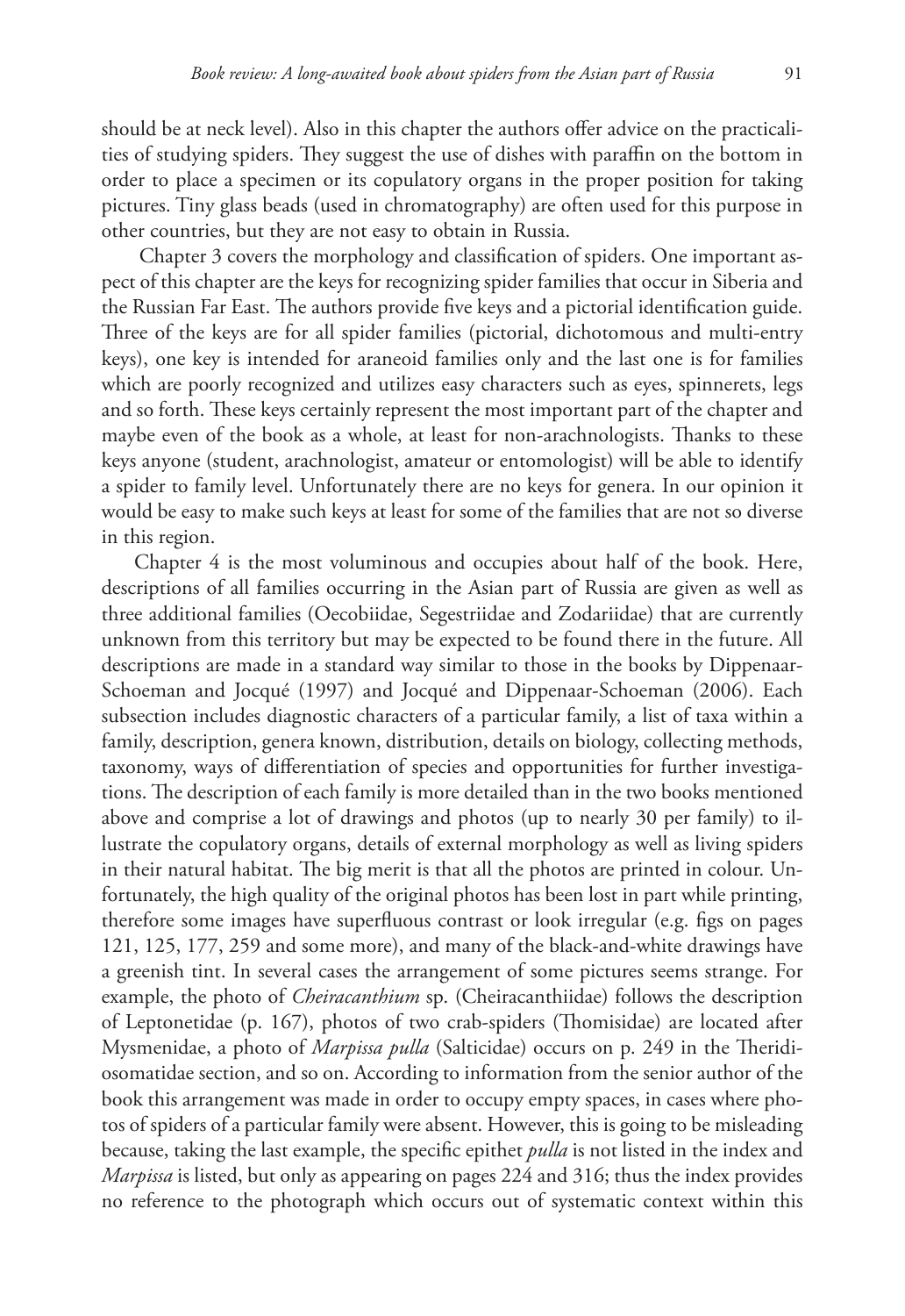should be at neck level). Also in this chapter the authors offer advice on the practicalities of studying spiders. They suggest the use of dishes with paraffin on the bottom in order to place a specimen or its copulatory organs in the proper position for taking pictures. Tiny glass beads (used in chromatography) are often used for this purpose in other countries, but they are not easy to obtain in Russia.

Chapter 3 covers the morphology and classification of spiders. One important aspect of this chapter are the keys for recognizing spider families that occur in Siberia and the Russian Far East. The authors provide five keys and a pictorial identification guide. Three of the keys are for all spider families (pictorial, dichotomous and multi-entry keys), one key is intended for araneoid families only and the last one is for families which are poorly recognized and utilizes easy characters such as eyes, spinnerets, legs and so forth. These keys certainly represent the most important part of the chapter and maybe even of the book as a whole, at least for non-arachnologists. Thanks to these keys anyone (student, arachnologist, amateur or entomologist) will be able to identify a spider to family level. Unfortunately there are no keys for genera. In our opinion it would be easy to make such keys at least for some of the families that are not so diverse in this region.

Chapter 4 is the most voluminous and occupies about half of the book. Here, descriptions of all families occurring in the Asian part of Russia are given as well as three additional families (Oecobiidae, Segestriidae and Zodariidae) that are currently unknown from this territory but may be expected to be found there in the future. All descriptions are made in a standard way similar to those in the books by Dippenaar-Schoeman and Jocqué (1997) and Jocqué and Dippenaar-Schoeman (2006). Each subsection includes diagnostic characters of a particular family, a list of taxa within a family, description, genera known, distribution, details on biology, collecting methods, taxonomy, ways of differentiation of species and opportunities for further investigations. The description of each family is more detailed than in the two books mentioned above and comprise a lot of drawings and photos (up to nearly 30 per family) to illustrate the copulatory organs, details of external morphology as well as living spiders in their natural habitat. The big merit is that all the photos are printed in colour. Unfortunately, the high quality of the original photos has been lost in part while printing, therefore some images have superfluous contrast or look irregular (e.g. figs on pages 121, 125, 177, 259 and some more), and many of the black-and-white drawings have a greenish tint. In several cases the arrangement of some pictures seems strange. For example, the photo of *Cheiracanthium* sp. (Cheiracanthiidae) follows the description of Leptonetidae (p. 167), photos of two crab-spiders (Thomisidae) are located after Mysmenidae, a photo of *Marpissa pulla* (Salticidae) occurs on p. 249 in the Theridiosomatidae section, and so on. According to information from the senior author of the book this arrangement was made in order to occupy empty spaces, in cases where photos of spiders of a particular family were absent. However, this is going to be misleading because, taking the last example, the specific epithet *pulla* is not listed in the index and *Marpissa* is listed, but only as appearing on pages 224 and 316; thus the index provides no reference to the photograph which occurs out of systematic context within this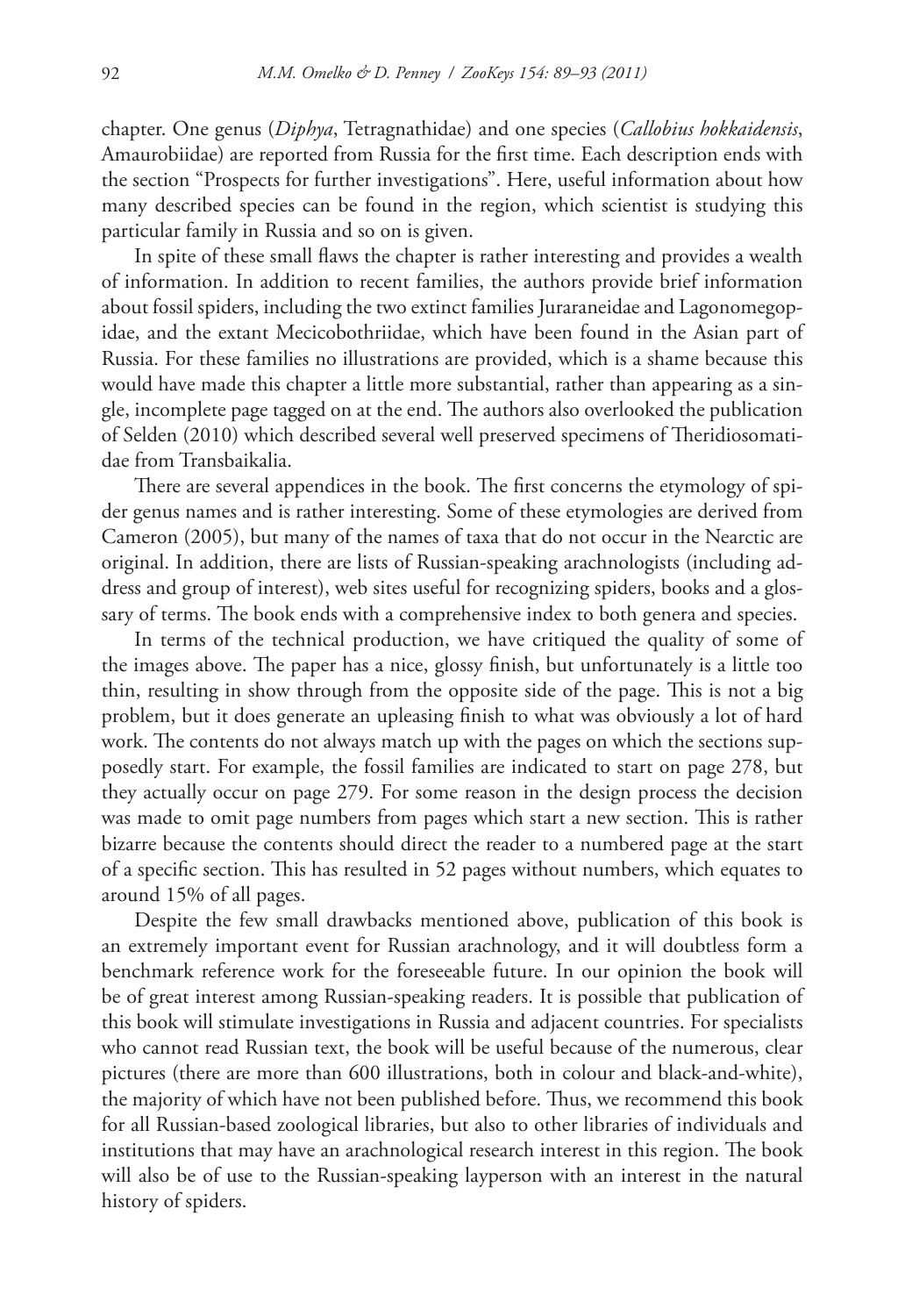chapter. One genus (*Diphya*, Tetragnathidae) and one species (*Callobius hokkaidensis*, Amaurobiidae) are reported from Russia for the first time. Each description ends with the section "Prospects for further investigations". Here, useful information about how many described species can be found in the region, which scientist is studying this particular family in Russia and so on is given.

In spite of these small flaws the chapter is rather interesting and provides a wealth of information. In addition to recent families, the authors provide brief information about fossil spiders, including the two extinct families Juraraneidae and Lagonomegopidae, and the extant Mecicobothriidae, which have been found in the Asian part of Russia. For these families no illustrations are provided, which is a shame because this would have made this chapter a little more substantial, rather than appearing as a single, incomplete page tagged on at the end. The authors also overlooked the publication of Selden (2010) which described several well preserved specimens of Theridiosomatidae from Transbaikalia.

There are several appendices in the book. The first concerns the etymology of spider genus names and is rather interesting. Some of these etymologies are derived from Cameron (2005), but many of the names of taxa that do not occur in the Nearctic are original. In addition, there are lists of Russian-speaking arachnologists (including address and group of interest), web sites useful for recognizing spiders, books and a glossary of terms. The book ends with a comprehensive index to both genera and species.

In terms of the technical production, we have critiqued the quality of some of the images above. The paper has a nice, glossy finish, but unfortunately is a little too thin, resulting in show through from the opposite side of the page. This is not a big problem, but it does generate an upleasing finish to what was obviously a lot of hard work. The contents do not always match up with the pages on which the sections supposedly start. For example, the fossil families are indicated to start on page 278, but they actually occur on page 279. For some reason in the design process the decision was made to omit page numbers from pages which start a new section. This is rather bizarre because the contents should direct the reader to a numbered page at the start of a specific section. This has resulted in 52 pages without numbers, which equates to around 15% of all pages.

Despite the few small drawbacks mentioned above, publication of this book is an extremely important event for Russian arachnology, and it will doubtless form a benchmark reference work for the foreseeable future. In our opinion the book will be of great interest among Russian-speaking readers. It is possible that publication of this book will stimulate investigations in Russia and adjacent countries. For specialists who cannot read Russian text, the book will be useful because of the numerous, clear pictures (there are more than 600 illustrations, both in colour and black-and-white), the majority of which have not been published before. Thus, we recommend this book for all Russian-based zoological libraries, but also to other libraries of individuals and institutions that may have an arachnological research interest in this region. The book will also be of use to the Russian-speaking layperson with an interest in the natural history of spiders.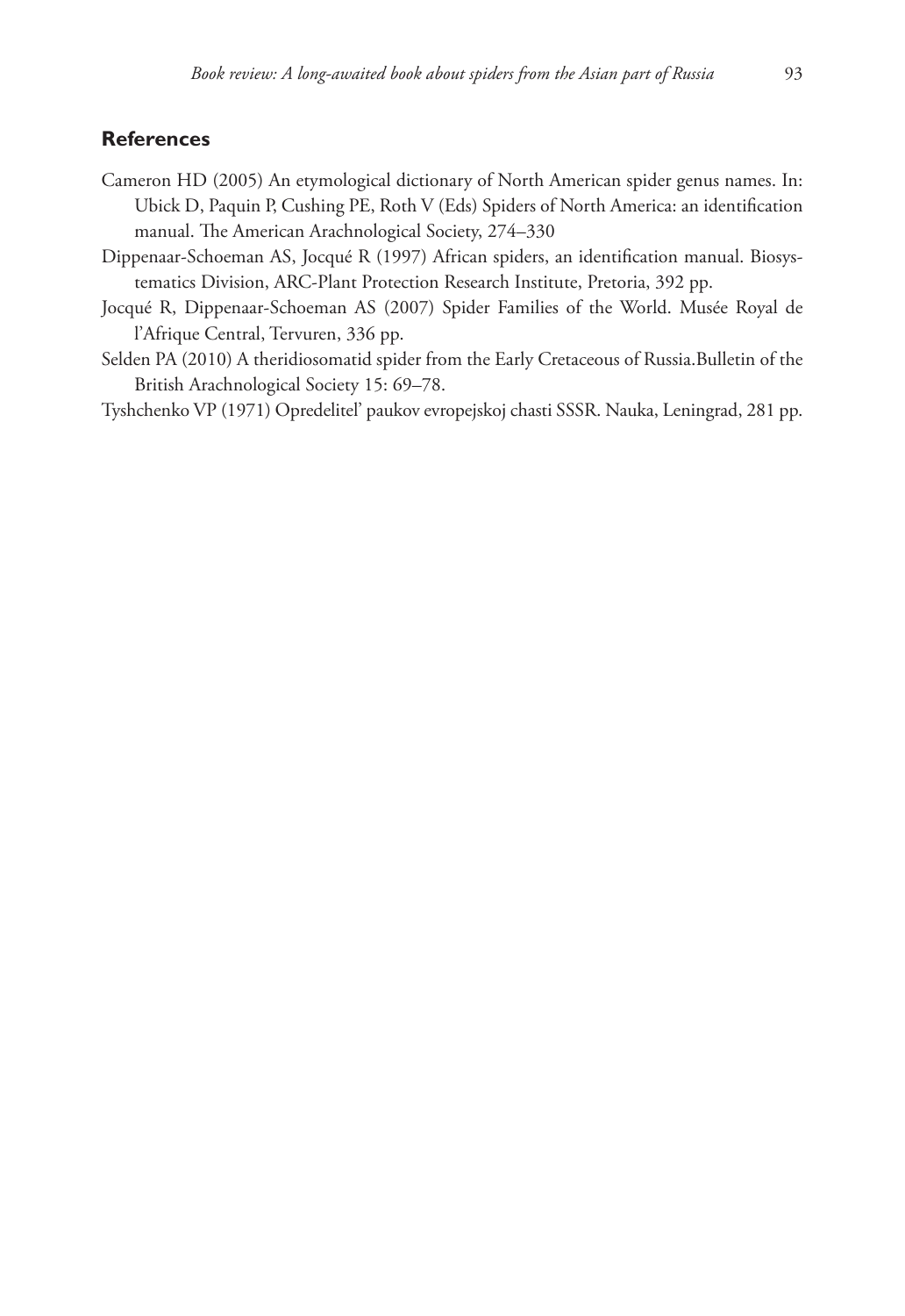## References

Cameron HD (2005) An etymological dictionary of North American spider genus names. In: Ubick D, Paquin P, Cushing PE, Roth V (Eds) Spiders of North America: an identification manual. The American Arachnological Society, 274–330

Dippenaar-Schoeman AS, Jocqué R (1997) African spiders, an identification manual. Biosystematics Division, ARC-Plant Protection Research Institute, Pretoria, 392 pp.

Jocqué R, Dippenaar-Schoeman AS (2007) Spider Families of the World. Musée Royal de l'Afrique Central, Tervuren, 336 pp.

Selden PA (2010) A theridiosomatid spider from the Early Cretaceous of Russia.Bulletin of the British Arachnological Society 15: 69–78.

Tyshchenko VP (1971) Opredelitel' paukov evropejskoj chasti SSSR. Nauka, Leningrad, 281 pp.